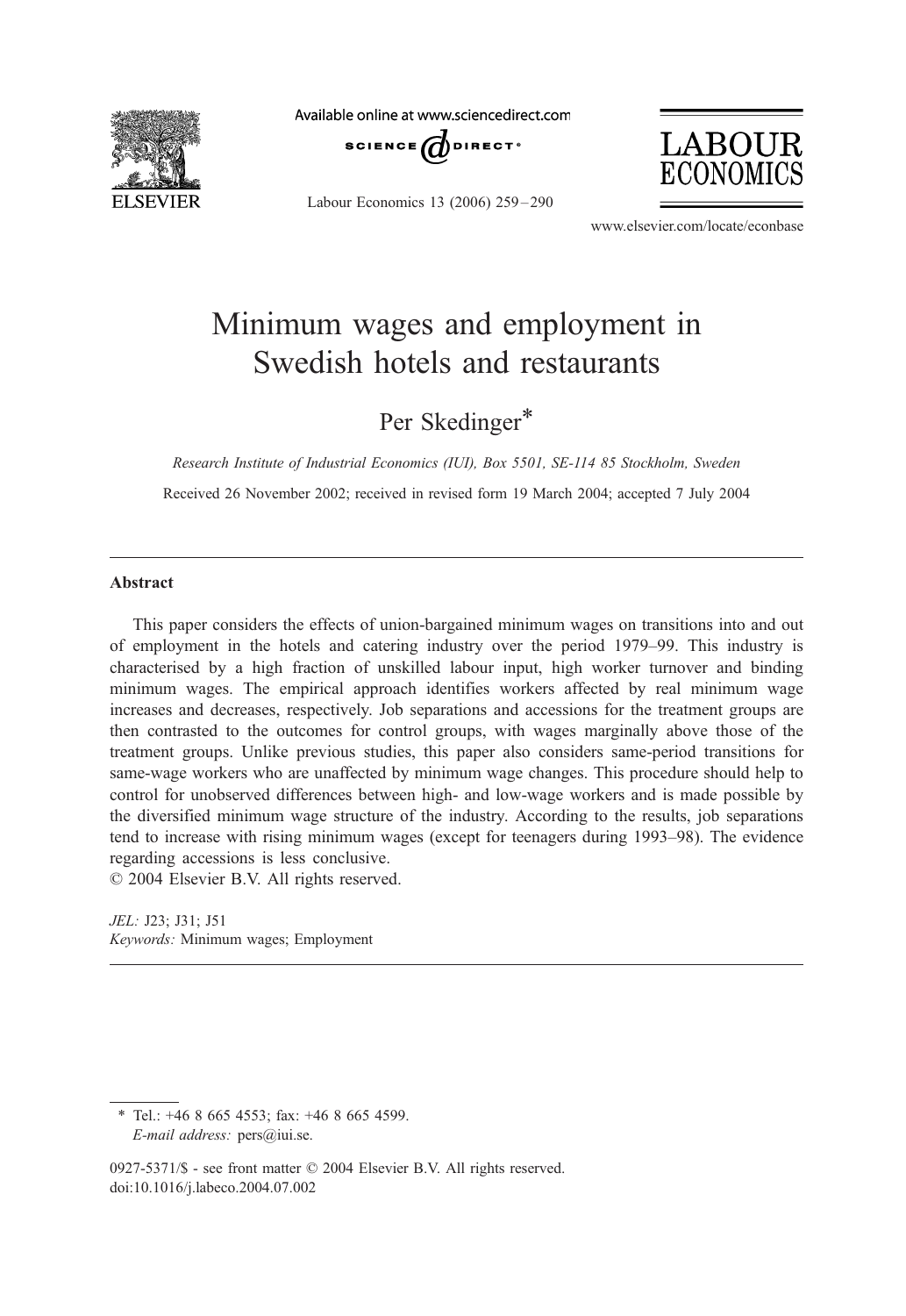# Minimum wages and employment in Swedish hotels and restaurants

Per Skedinger*

*Research Institute of Industrial Economics (IUI), Box 5501, SE-114 85 Stockholm, Sweden*

Received 26 November 2002; received in revised form 19 March 2004; accepted 7 July 2004

## Abstract

This paper considers the effects of union-bargained minimum wages on transitions into and out of employment in the hotels and catering industry over the period 1979–99. This industry is characterised by a high fraction of unskilled labour input, high worker turnover and binding minimum wages. The empirical approach identifies workers affected by real minimum wage increases and decreases, respectively. Job separations and accessions for the treatment groups are then contrasted to the outcomes for control groups, with wages marginally above those of the treatment groups. Unlike previous studies, this paper also considers same-period transitions for same-wage workers who are unaffected by minimum wage changes. This procedure should help to control for unobserved differences between high- and low-wage workers and is made possible by the diversified minimum wage structure of the industry. According to the results, job separations tend to increase with rising minimum wages (except for teenagers during 1993–98). The evidence regarding accessions is less conclusive.

© 2004 Elsevier B.V. All rights reserved.

*JEL:* J23; J31; J51

*Keywords:* Minimum wages; Employment

---

\* Tel.: +46 8 665 4553; fax: +46 8 665 4599.
*E-mail address:* pers@iui.se.

0927-5371/$ - see front matter © 2004 Elsevier B.V. All rights reserved.
doi:10.1016/j.labeco.2004.07.002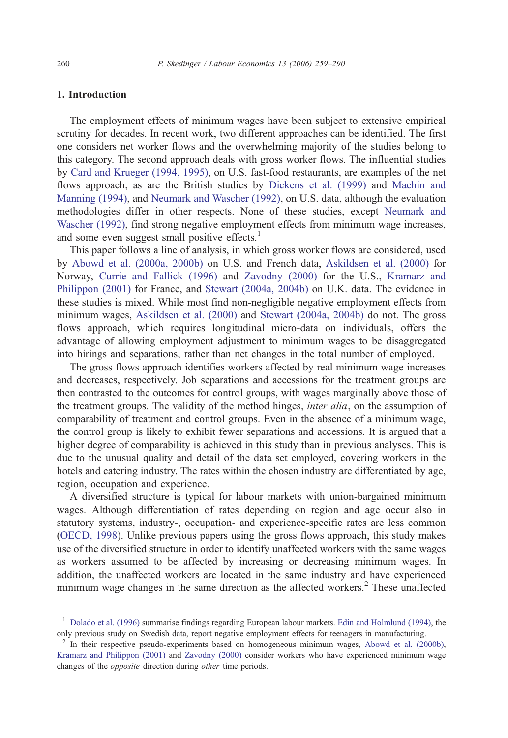## 1. Introduction

The employment effects of minimum wages have been subject to extensive empirical scrutiny for decades. In recent work, two different approaches can be identified. The first one considers net worker flows and the overwhelming majority of the studies belong to this category. The second approach deals with gross worker flows. The influential studies by Card and Krueger (1994, 1995), on U.S. fast-food restaurants, are examples of the net flows approach, as are the British studies by Dickens et al. (1999) and Machin and Manning (1994), and Neumark and Wascher (1992), on U.S. data, although the evaluation methodologies differ in other respects. None of these studies, except Neumark and Wascher (1992), find strong negative employment effects from minimum wage increases, and some even suggest small positive effects.[1]

This paper follows a line of analysis, in which gross worker flows are considered, used by Abowd et al. (2000a, 2000b) on U.S. and French data, Askildsen et al. (2000) for Norway, Currie and Fallick (1996) and Zavodny (2000) for the U.S., Kramarz and Philippon (2001) for France, and Stewart (2004a, 2004b) on U.K. data. The evidence in these studies is mixed. While most find non-negligible negative employment effects from minimum wages, Askildsen et al. (2000) and Stewart (2004a, 2004b) do not. The gross flows approach, which requires longitudinal micro-data on individuals, offers the advantage of allowing employment adjustment to minimum wages to be disaggregated into hirings and separations, rather than net changes in the total number of employed.

The gross flows approach identifies workers affected by real minimum wage increases and decreases, respectively. Job separations and accessions for the treatment groups are then contrasted to the outcomes for control groups, with wages marginally above those of the treatment groups. The validity of the method hinges, *inter alia*, on the assumption of comparability of treatment and control groups. Even in the absence of a minimum wage, the control group is likely to exhibit fewer separations and accessions. It is argued that a higher degree of comparability is achieved in this study than in previous analyses. This is due to the unusual quality and detail of the data set employed, covering workers in the hotels and catering industry. The rates within the chosen industry are differentiated by age, region, occupation and experience.

A diversified structure is typical for labour markets with union-bargained minimum wages. Although differentiation of rates depending on region and age occur also in statutory systems, industry-, occupation- and experience-specific rates are less common (OECD, 1998). Unlike previous papers using the gross flows approach, this study makes use of the diversified structure in order to identify unaffected workers with the same wages as workers assumed to be affected by increasing or decreasing minimum wages. In addition, the unaffected workers are located in the same industry and have experienced minimum wage changes in the same direction as the affected workers.[2] These unaffected

[1] Dolado et al. (1996) summarise findings regarding European labour markets. Edin and Holmlund (1994), the only previous study on Swedish data, report negative employment effects for teenagers in manufacturing.

[2] In their respective pseudo-experiments based on homogeneous minimum wages, Abowd et al. (2000b), Kramarz and Philippon (2001) and Zavodny (2000) consider workers who have experienced minimum wage changes of the *opposite* direction during *other* time periods.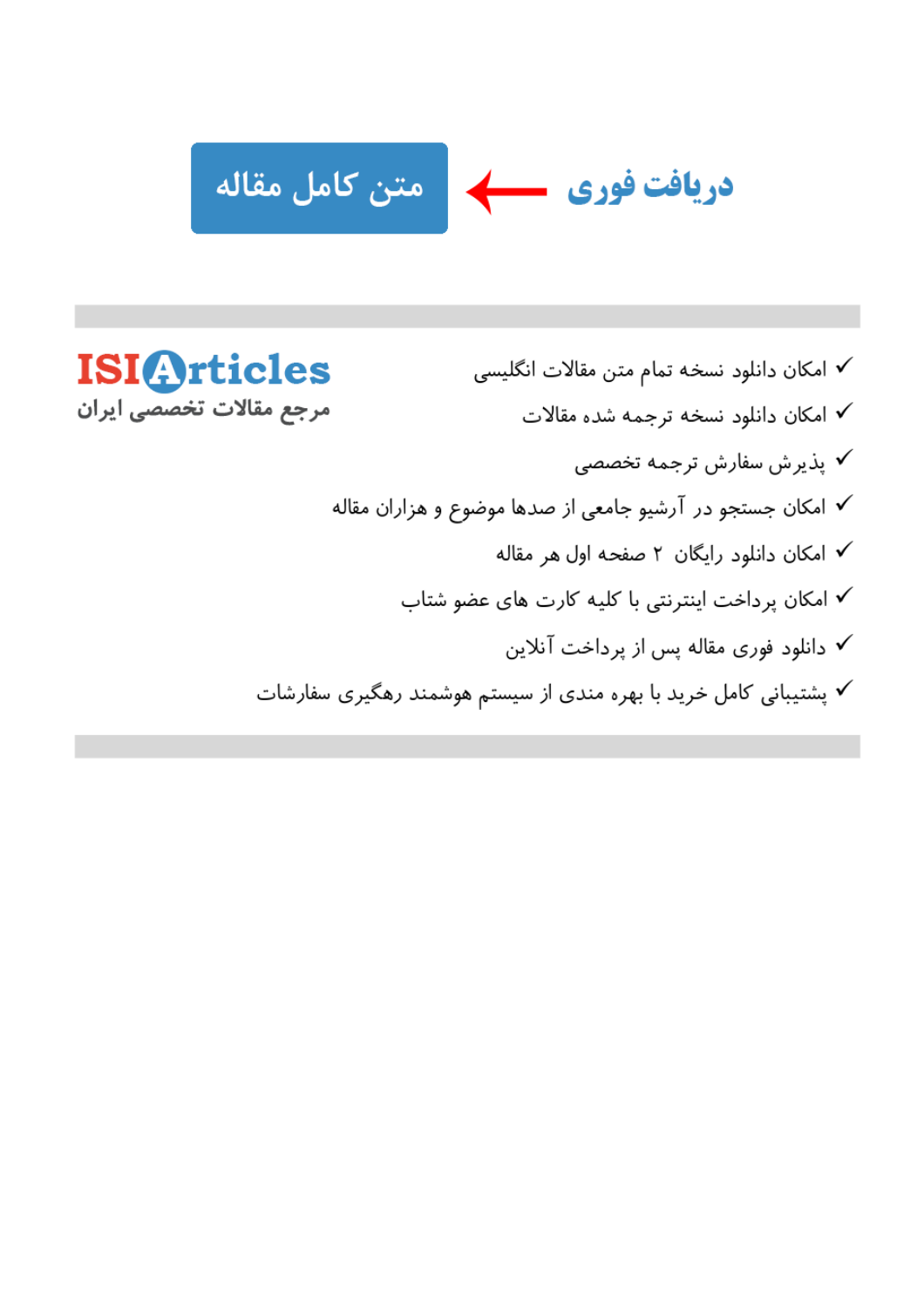دریافت فوری ← **متن کامل مقاله**

**ISIArticles**
مرجع مقالات تخصصی ایران

- ✓ امکان دانلود نسخه تمام متن مقالات انگلیسی
- ✓ امکان دانلود نسخه ترجمه شده مقالات
- ✓ پذیرش سفارش ترجمه تخصصی
- ✓ امکان جستجو در آرشیو جامعی از صدها موضوع و هزاران مقاله
- ✓ امکان دانلود رایگان ۲ صفحه اول هر مقاله
- ✓ امکان پرداخت اینترنتی با کلیه کارت های عضو شتاب
- ✓ دانلود فوری مقاله پس از پرداخت آنلاین
- ✓ پشتیبانی کامل خرید با بهره مندی از سیستم هوشمند رهگیری سفارشات